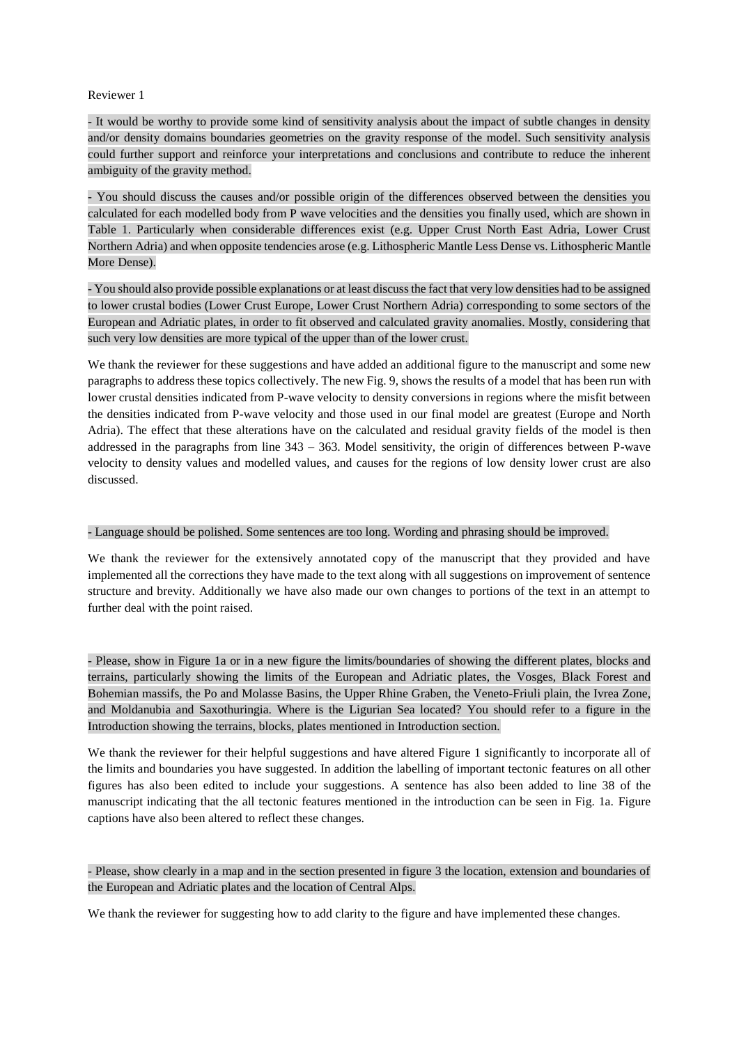Reviewer 1

- It would be worthy to provide some kind of sensitivity analysis about the impact of subtle changes in density and/or density domains boundaries geometries on the gravity response of the model. Such sensitivity analysis could further support and reinforce your interpretations and conclusions and contribute to reduce the inherent ambiguity of the gravity method.

- You should discuss the causes and/or possible origin of the differences observed between the densities you calculated for each modelled body from P wave velocities and the densities you finally used, which are shown in Table 1. Particularly when considerable differences exist (e.g. Upper Crust North East Adria, Lower Crust Northern Adria) and when opposite tendencies arose (e.g. Lithospheric Mantle Less Dense vs. Lithospheric Mantle More Dense).

- You should also provide possible explanations or at least discuss the fact that very low densities had to be assigned to lower crustal bodies (Lower Crust Europe, Lower Crust Northern Adria) corresponding to some sectors of the European and Adriatic plates, in order to fit observed and calculated gravity anomalies. Mostly, considering that such very low densities are more typical of the upper than of the lower crust.

We thank the reviewer for these suggestions and have added an additional figure to the manuscript and some new paragraphs to address these topics collectively. The new Fig. 9, shows the results of a model that has been run with lower crustal densities indicated from P-wave velocity to density conversions in regions where the misfit between the densities indicated from P-wave velocity and those used in our final model are greatest (Europe and North Adria). The effect that these alterations have on the calculated and residual gravity fields of the model is then addressed in the paragraphs from line 343 – 363. Model sensitivity, the origin of differences between P-wave velocity to density values and modelled values, and causes for the regions of low density lower crust are also discussed.

- Language should be polished. Some sentences are too long. Wording and phrasing should be improved.

We thank the reviewer for the extensively annotated copy of the manuscript that they provided and have implemented all the corrections they have made to the text along with all suggestions on improvement of sentence structure and brevity. Additionally we have also made our own changes to portions of the text in an attempt to further deal with the point raised.

- Please, show in Figure 1a or in a new figure the limits/boundaries of showing the different plates, blocks and terrains, particularly showing the limits of the European and Adriatic plates, the Vosges, Black Forest and Bohemian massifs, the Po and Molasse Basins, the Upper Rhine Graben, the Veneto-Friuli plain, the Ivrea Zone, and Moldanubia and Saxothuringia. Where is the Ligurian Sea located? You should refer to a figure in the Introduction showing the terrains, blocks, plates mentioned in Introduction section.

We thank the reviewer for their helpful suggestions and have altered Figure 1 significantly to incorporate all of the limits and boundaries you have suggested. In addition the labelling of important tectonic features on all other figures has also been edited to include your suggestions. A sentence has also been added to line 38 of the manuscript indicating that the all tectonic features mentioned in the introduction can be seen in Fig. 1a. Figure captions have also been altered to reflect these changes.

- Please, show clearly in a map and in the section presented in figure 3 the location, extension and boundaries of the European and Adriatic plates and the location of Central Alps.

We thank the reviewer for suggesting how to add clarity to the figure and have implemented these changes.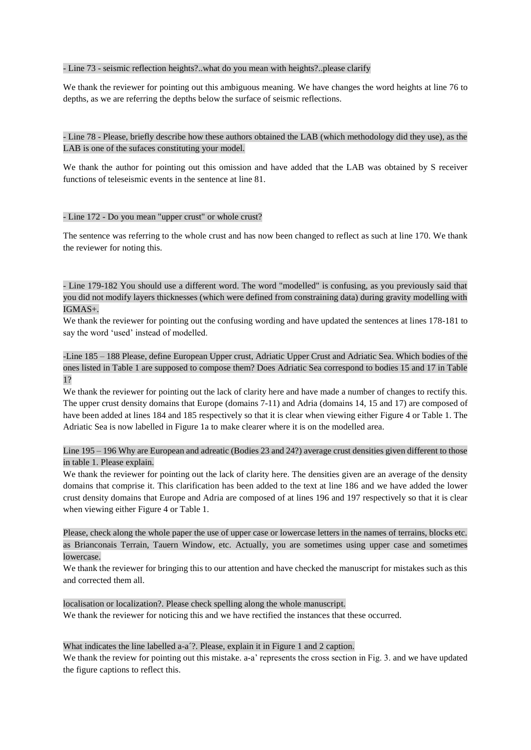- Line 73 - seismic reflection heights?..what do you mean with heights?..please clarify

We thank the reviewer for pointing out this ambiguous meaning. We have changes the word heights at line 76 to depths, as we are referring the depths below the surface of seismic reflections.

- Line 78 - Please, briefly describe how these authors obtained the LAB (which methodology did they use), as the LAB is one of the sufaces constituting your model.

We thank the author for pointing out this omission and have added that the LAB was obtained by S receiver functions of teleseismic events in the sentence at line 81.

- Line 172 - Do you mean "upper crust" or whole crust?

The sentence was referring to the whole crust and has now been changed to reflect as such at line 170. We thank the reviewer for noting this.

- Line 179-182 You should use a different word. The word "modelled" is confusing, as you previously said that you did not modify layers thicknesses (which were defined from constraining data) during gravity modelling with IGMAS+.

We thank the reviewer for pointing out the confusing wording and have updated the sentences at lines 178-181 to say the word 'used' instead of modelled.

-Line 185 – 188 Please, define European Upper crust, Adriatic Upper Crust and Adriatic Sea. Which bodies of the ones listed in Table 1 are supposed to compose them? Does Adriatic Sea correspond to bodies 15 and 17 in Table 1?

We thank the reviewer for pointing out the lack of clarity here and have made a number of changes to rectify this. The upper crust density domains that Europe (domains 7-11) and Adria (domains 14, 15 and 17) are composed of have been added at lines 184 and 185 respectively so that it is clear when viewing either Figure 4 or Table 1. The Adriatic Sea is now labelled in Figure 1a to make clearer where it is on the modelled area.

Line 195 – 196 Why are European and adreatic (Bodies 23 and 24?) average crust densities given different to those in table 1. Please explain.

We thank the reviewer for pointing out the lack of clarity here. The densities given are an average of the density domains that comprise it. This clarification has been added to the text at line 186 and we have added the lower crust density domains that Europe and Adria are composed of at lines 196 and 197 respectively so that it is clear when viewing either Figure 4 or Table 1.

Please, check along the whole paper the use of upper case or lowercase letters in the names of terrains, blocks etc. as Brianconais Terrain, Tauern Window, etc. Actually, you are sometimes using upper case and sometimes lowercase.

We thank the reviewer for bringing this to our attention and have checked the manuscript for mistakes such as this and corrected them all.

localisation or localization?. Please check spelling along the whole manuscript.

We thank the reviewer for noticing this and we have rectified the instances that these occurred.

What indicates the line labelled a-a´?. Please, explain it in Figure 1 and 2 caption.

We thank the review for pointing out this mistake. a-a' represents the cross section in Fig. 3. and we have updated the figure captions to reflect this.